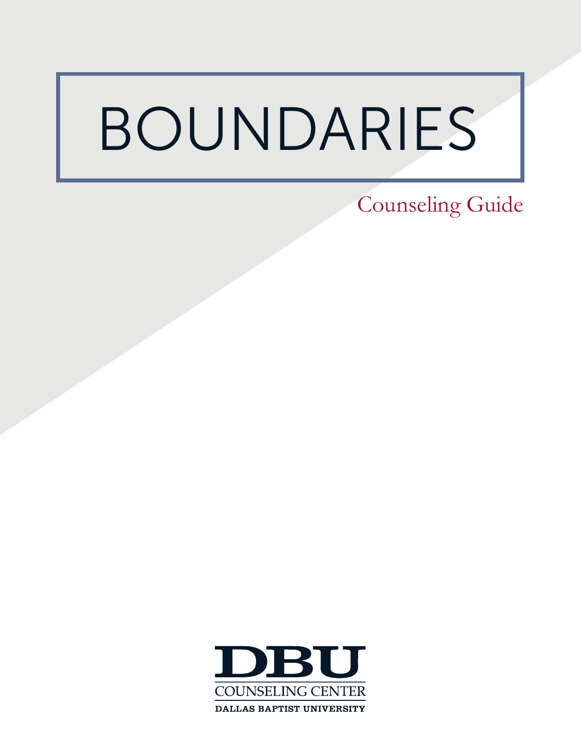# BOUNDARIES

Counseling Guide

DBU

COUNSELING CENTER

DALLAS BAPTIST UNIVERSITY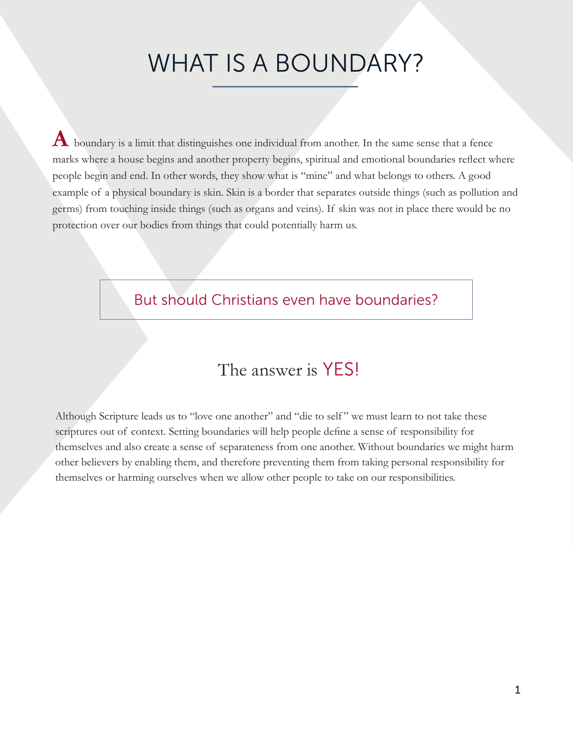# WHAT IS A BOUNDARY?

A boundary is a limit that distinguishes one individual from another. In the same sense that a fence marks where a house begins and another property begins, spiritual and emotional boundaries reflect where people begin and end. In other words, they show what is "mine" and what belongs to others. A good example of a physical boundary is skin. Skin is a border that separates outside things (such as pollution and germs) from touching inside things (such as organs and veins). If skin was not in place there would be no protection over our bodies from things that could potentially harm us.

> But should Christians even have boundaries?

## The answer is YES!

Although Scripture leads us to "love one another" and "die to self" we must learn to not take these scriptures out of context. Setting boundaries will help people define a sense of responsibility for themselves and also create a sense of separateness from one another. Without boundaries we might harm other believers by enabling them, and therefore preventing them from taking personal responsibility for themselves or harming ourselves when we allow other people to take on our responsibilities.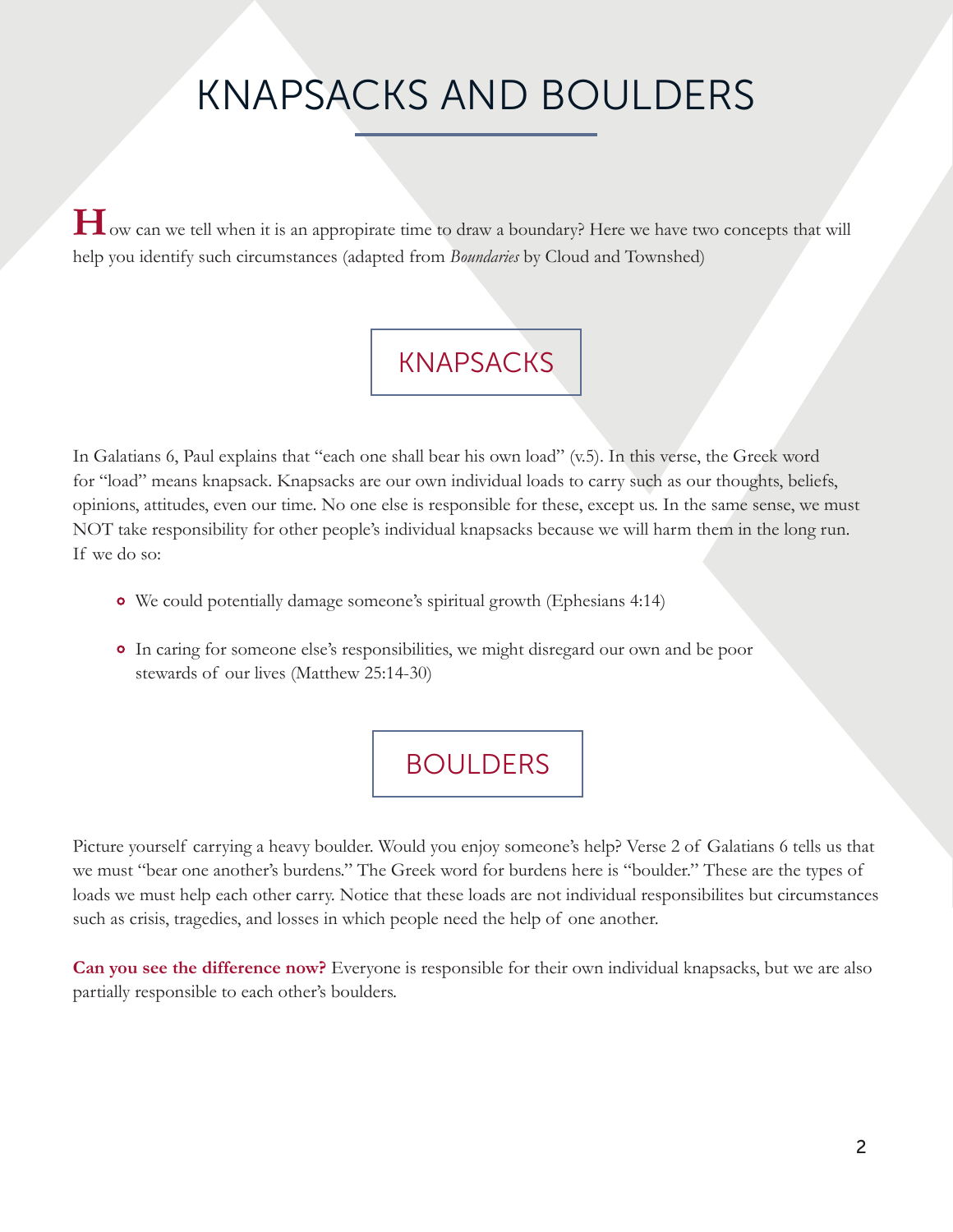# KNAPSACKS AND BOULDERS

How can we tell when it is an appropirate time to draw a boundary? Here we have two concepts that will help you identify such circumstances (adapted from *Boundaries* by Cloud and Townshed)

## KNAPSACKS

In Galatians 6, Paul explains that "each one shall bear his own load" (v.5). In this verse, the Greek word for "load" means knapsack. Knapsacks are our own individual loads to carry such as our thoughts, beliefs, opinions, attitudes, even our time. No one else is responsible for these, except us. In the same sense, we must NOT take responsibility for other people's individual knapsacks because we will harm them in the long run. If we do so:

- We could potentially damage someone's spiritual growth (Ephesians 4:14)
- In caring for someone else's responsibilities, we might disregard our own and be poor stewards of our lives (Matthew 25:14-30)

## BOULDERS

Picture yourself carrying a heavy boulder. Would you enjoy someone's help? Verse 2 of Galatians 6 tells us that we must "bear one another's burdens." The Greek word for burdens here is "boulder." These are the types of loads we must help each other carry. Notice that these loads are not individual responsibilites but circumstances such as crisis, tragedies, and losses in which people need the help of one another.

**Can you see the difference now?** Everyone is responsible for their own individual knapsacks, but we are also partially responsible to each other's boulders.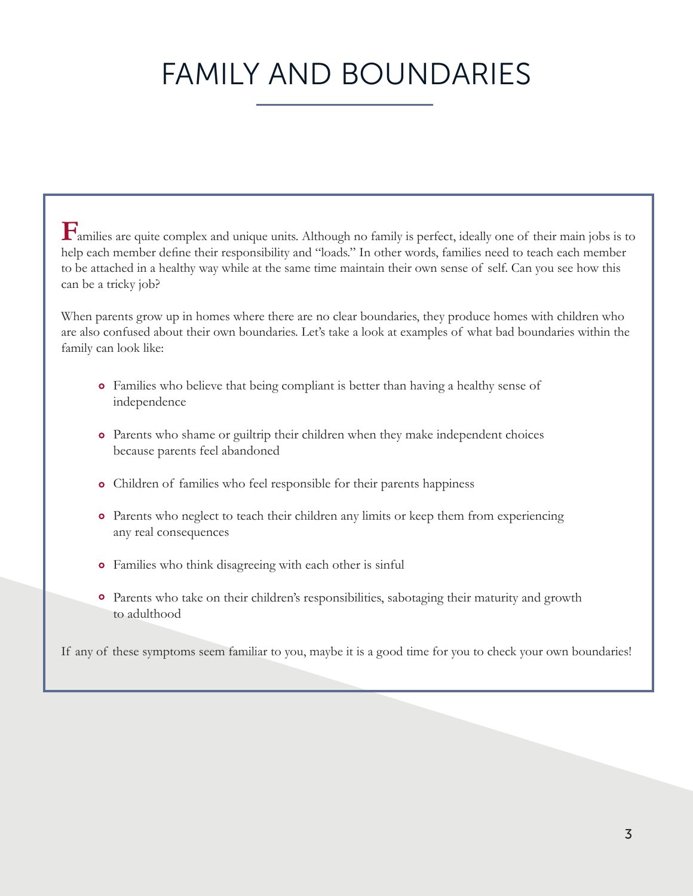# FAMILY AND BOUNDARIES

Families are quite complex and unique units. Although no family is perfect, ideally one of their main jobs is to help each member define their responsibility and "loads." In other words, families need to teach each member to be attached in a healthy way while at the same time maintain their own sense of self. Can you see how this can be a tricky job?

When parents grow up in homes where there are no clear boundaries, they produce homes with children who are also confused about their own boundaries. Let's take a look at examples of what bad boundaries within the family can look like:

- Families who believe that being compliant is better than having a healthy sense of independence
- Parents who shame or guiltrip their children when they make independent choices because parents feel abandoned
- Children of families who feel responsible for their parents happiness
- Parents who neglect to teach their children any limits or keep them from experiencing any real consequences
- Families who think disagreeing with each other is sinful
- Parents who take on their children's responsibilities, sabotaging their maturity and growth to adulthood

If any of these symptoms seem familiar to you, maybe it is a good time for you to check your own boundaries!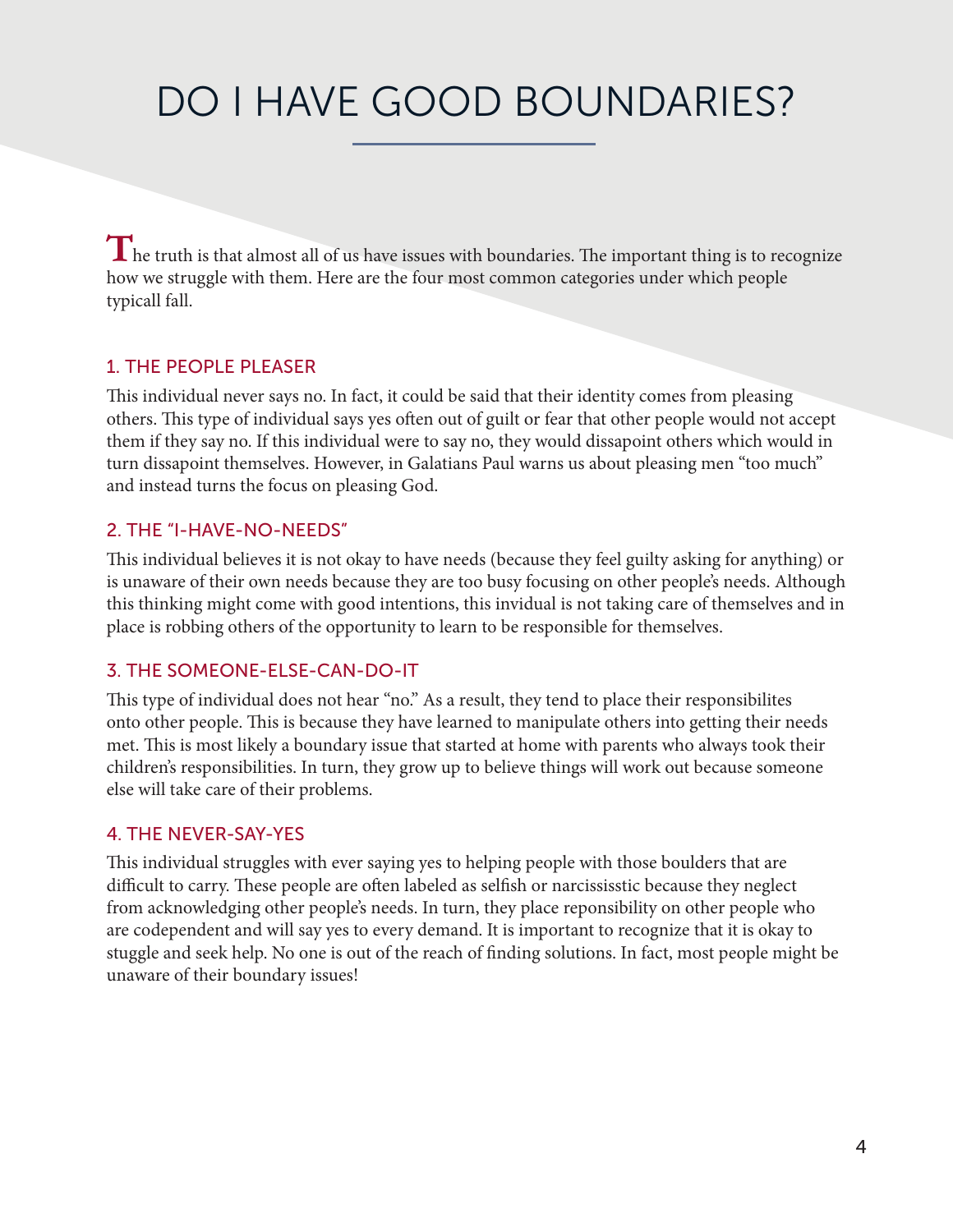# DO I HAVE GOOD BOUNDARIES?

The truth is that almost all of us have issues with boundaries. The important thing is to recognize how we struggle with them. Here are the four most common categories under which people typicall fall.

## 1. THE PEOPLE PLEASER

This individual never says no. In fact, it could be said that their identity comes from pleasing others. This type of individual says yes often out of guilt or fear that other people would not accept them if they say no. If this individual were to say no, they would dissapoint others which would in turn dissapoint themselves. However, in Galatians Paul warns us about pleasing men "too much" and instead turns the focus on pleasing God.

## 2. THE "I-HAVE-NO-NEEDS"

This individual believes it is not okay to have needs (because they feel guilty asking for anything) or is unaware of their own needs because they are too busy focusing on other people's needs. Although this thinking might come with good intentions, this invidual is not taking care of themselves and in place is robbing others of the opportunity to learn to be responsible for themselves.

## 3. THE SOMEONE-ELSE-CAN-DO-IT

This type of individual does not hear "no." As a result, they tend to place their responsibilites onto other people. This is because they have learned to manipulate others into getting their needs met. This is most likely a boundary issue that started at home with parents who always took their children's responsibilities. In turn, they grow up to believe things will work out because someone else will take care of their problems.

## 4. THE NEVER-SAY-YES

This individual struggles with ever saying yes to helping people with those boulders that are difficult to carry. These people are often labeled as selfish or narcississtic because they neglect from acknowledging other people's needs. In turn, they place reponsibility on other people who are codependent and will say yes to every demand. It is important to recognize that it is okay to stuggle and seek help. No one is out of the reach of finding solutions. In fact, most people might be unaware of their boundary issues!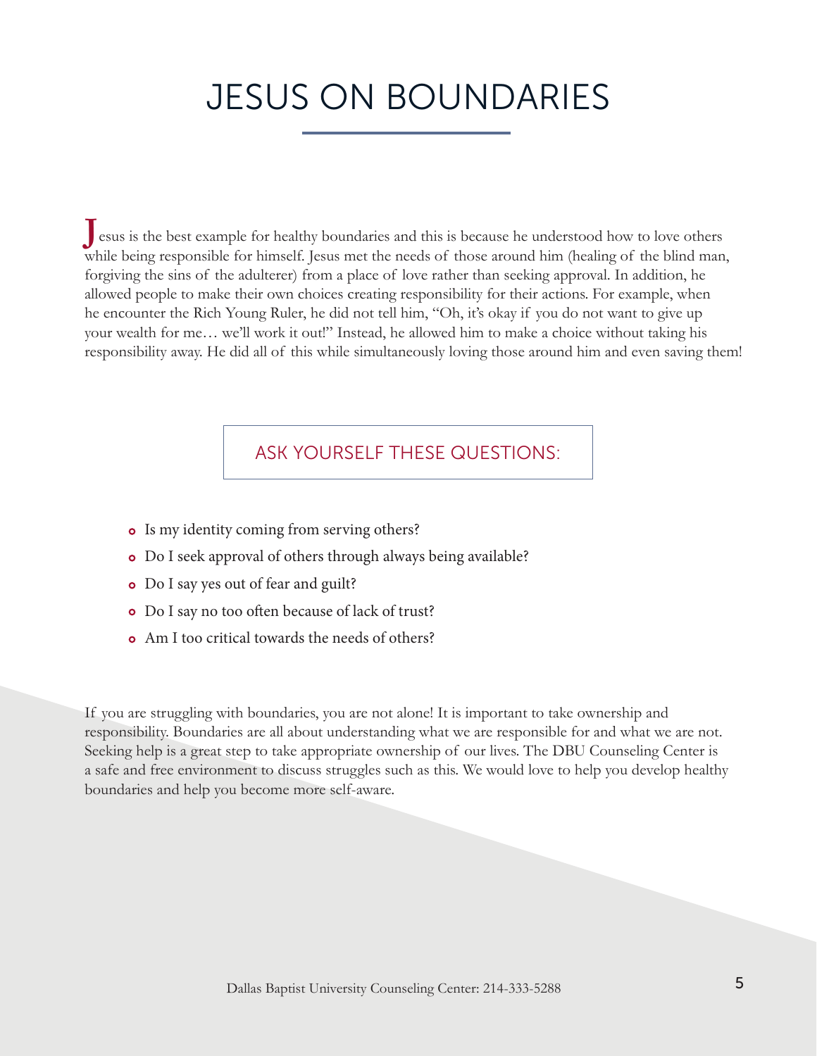# JESUS ON BOUNDARIES

Jesus is the best example for healthy boundaries and this is because he understood how to love others while being responsible for himself. Jesus met the needs of those around him (healing of the blind man, forgiving the sins of the adulterer) from a place of love rather than seeking approval. In addition, he allowed people to make their own choices creating responsibility for their actions. For example, when he encounter the Rich Young Ruler, he did not tell him, "Oh, it's okay if you do not want to give up your wealth for me… we'll work it out!" Instead, he allowed him to make a choice without taking his responsibility away. He did all of this while simultaneously loving those around him and even saving them!

## ASK YOURSELF THESE QUESTIONS:

- Is my identity coming from serving others?
- Do I seek approval of others through always being available?
- Do I say yes out of fear and guilt?
- Do I say no too often because of lack of trust?
- Am I too critical towards the needs of others?

If you are struggling with boundaries, you are not alone! It is important to take ownership and responsibility. Boundaries are all about understanding what we are responsible for and what we are not. Seeking help is a great step to take appropriate ownership of our lives. The DBU Counseling Center is a safe and free environment to discuss struggles such as this. We would love to help you develop healthy boundaries and help you become more self-aware.

Dallas Baptist University Counseling Center: 214-333-5288